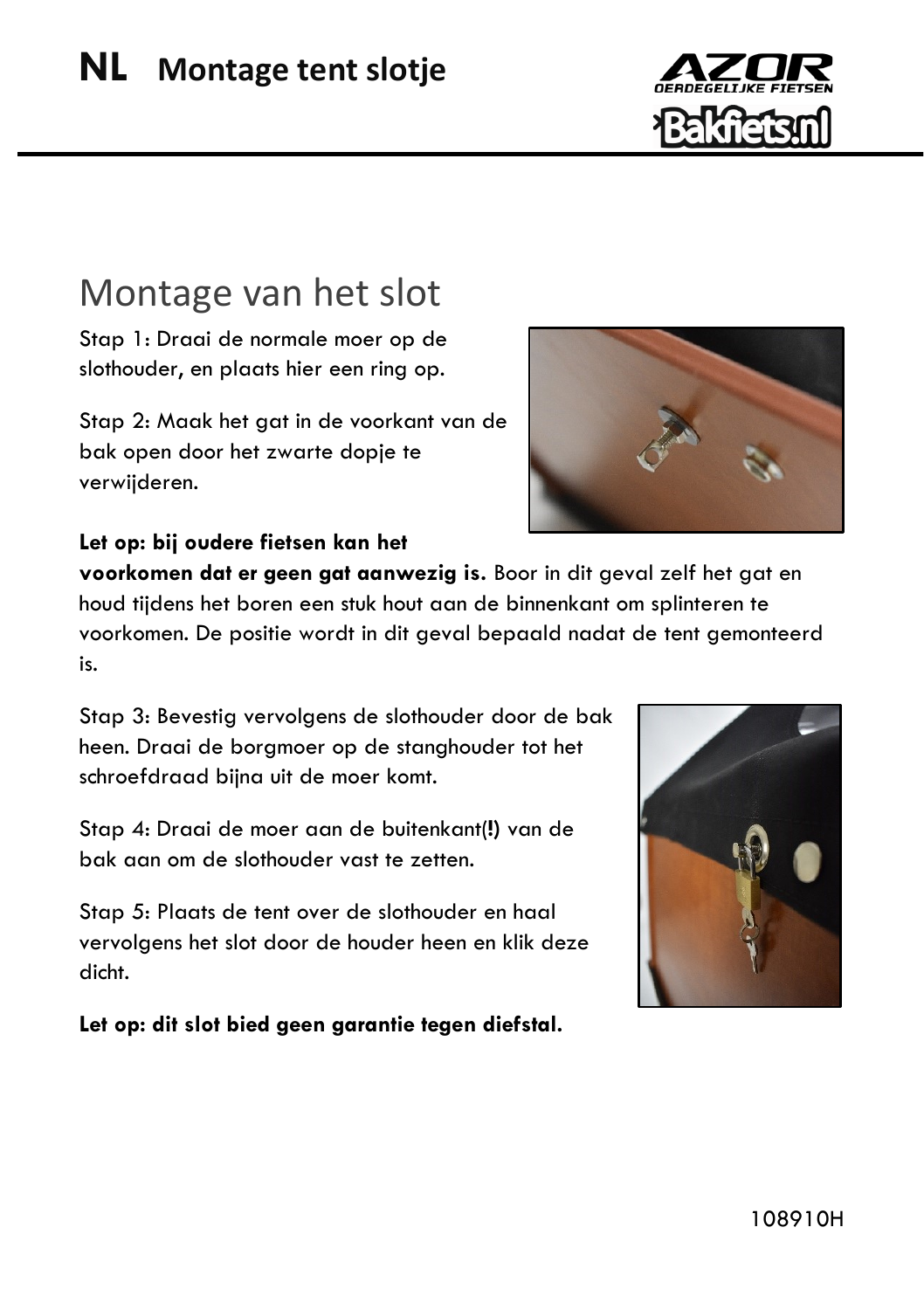# NL Montage tent slotje

## Montage van het slot

Stap 1: Draai de normale moer op de slothouder, en plaats hier een ring op.

Stap 2: Maak het gat in de voorkant van de bak open door het zwarte dopje te verwijderen.

**Let op: bij oudere fietsen kan het voorkomen dat er geen gat aanwezig is.** Boor in dit geval zelf het gat en houd tijdens het boren een stuk hout aan de binnenkant om splinteren te voorkomen. De positie wordt in dit geval bepaald nadat de tent gemonteerd is.

Stap 3: Bevestig vervolgens de slothouder door de bak heen. Draai de borgmoer op de stanghouder tot het schroefdraad bijna uit de moer komt.

Stap 4: Draai de moer aan de buitenkant(**!**) van de bak aan om de slothouder vast te zetten.

Stap 5: Plaats de tent over de slothouder en haal vervolgens het slot door de houder heen en klik deze dicht.

**Let op: dit slot bied geen garantie tegen diefstal.**

108910H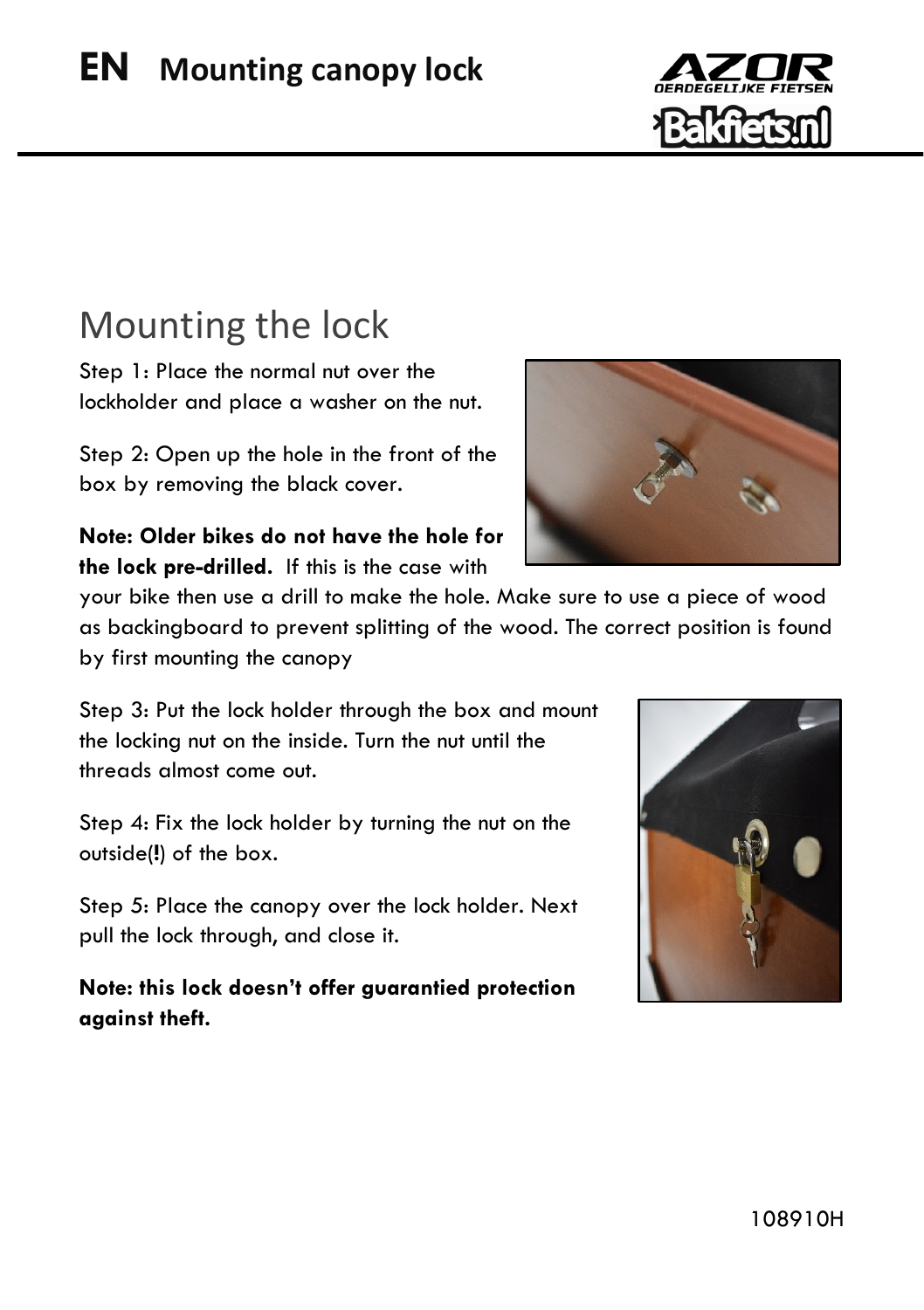# EN Mounting canopy lock

## Mounting the lock

Step 1: Place the normal nut over the lockholder and place a washer on the nut.

Step 2: Open up the hole in the front of the box by removing the black cover.

**Note: Older bikes do not have the hole for the lock pre-drilled.** If this is the case with your bike then use a drill to make the hole. Make sure to use a piece of wood as backingboard to prevent splitting of the wood. The correct position is found by first mounting the canopy

Step 3: Put the lock holder through the box and mount the locking nut on the inside. Turn the nut until the threads almost come out.

Step 4: Fix the lock holder by turning the nut on the outside(**!**) of the box.

Step 5: Place the canopy over the lock holder. Next pull the lock through, and close it.

**Note: this lock doesn't offer guarantied protection against theft.**

108910H